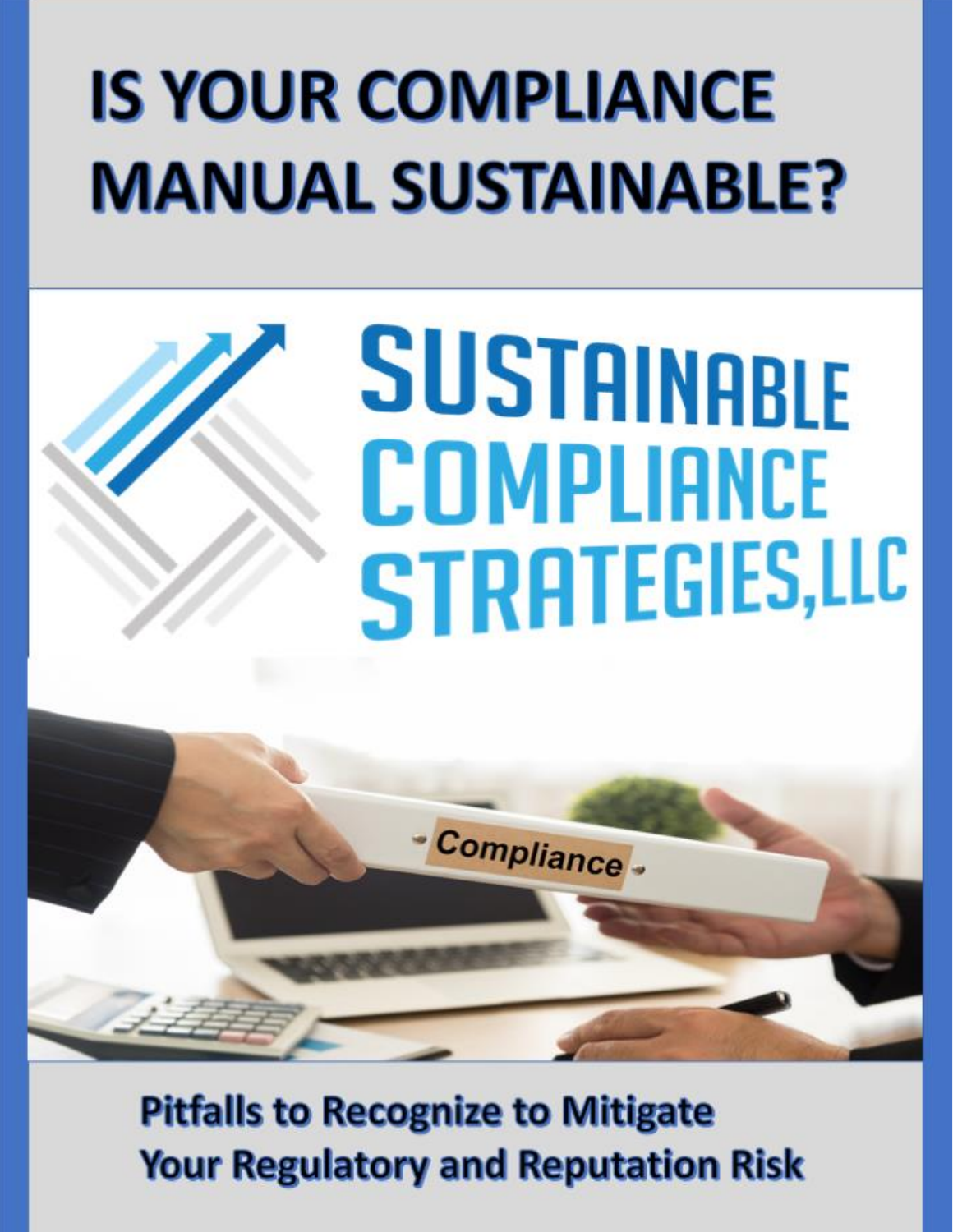# IS YOUR COMPLIANCE MANUAL SUSTAINABLE?

SUSTAINABLE COMPLIANCE STRATEGIES, LLC

Compliance

**Pitfalls to Recognize to Mitigate Your Regulatory and Reputation Risk**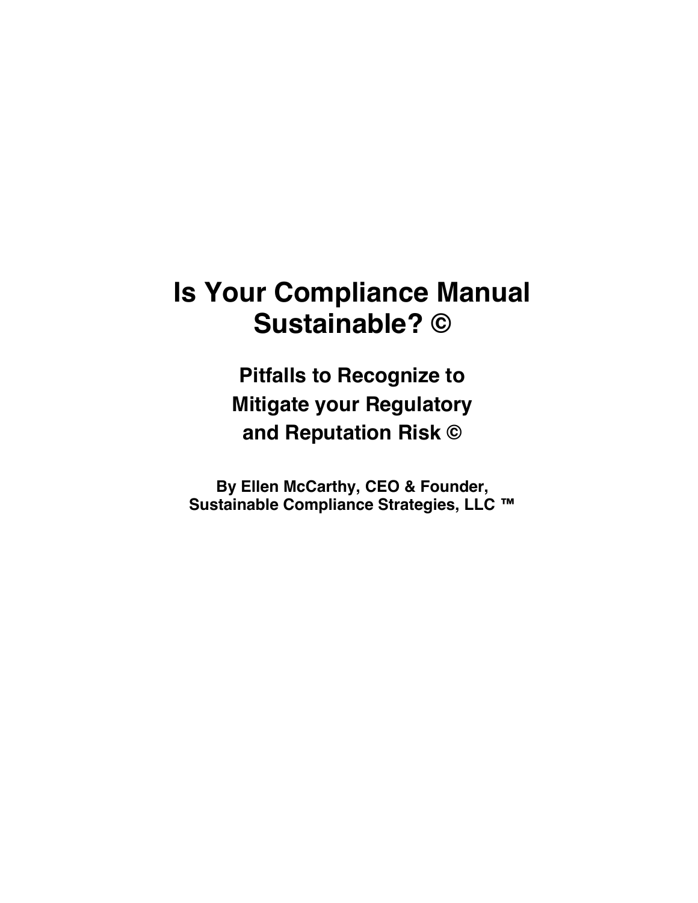# Is Your Compliance Manual Sustainable? ©

## Pitfalls to Recognize to Mitigate your Regulatory and Reputation Risk ©

**By Ellen McCarthy, CEO & Founder, Sustainable Compliance Strategies, LLC ™**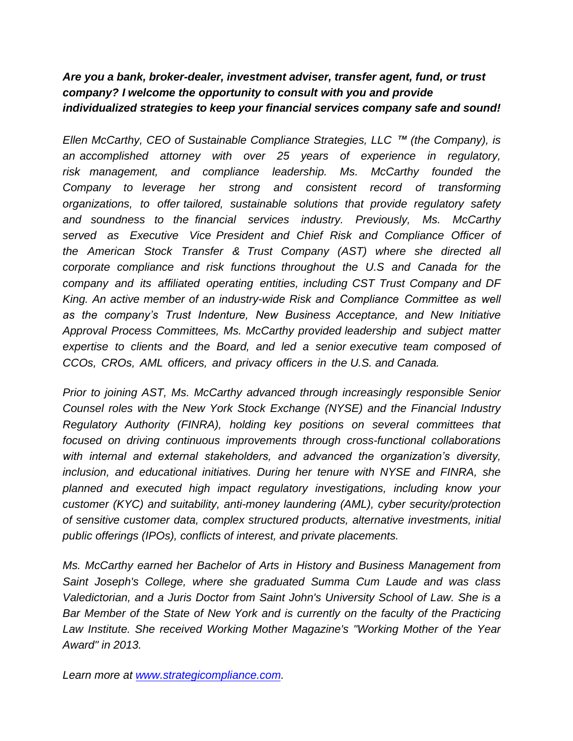***Are you a bank, broker-dealer, investment adviser, transfer agent, fund, or trust company? I welcome the opportunity to consult with you and provide individualized strategies to keep your financial services company safe and sound!***

*Ellen McCarthy, CEO of Sustainable Compliance Strategies, LLC ™ (the Company), is an accomplished attorney with over 25 years of experience in regulatory, risk management, and compliance leadership. Ms. McCarthy founded the Company to leverage her strong and consistent record of transforming organizations, to offer tailored, sustainable solutions that provide regulatory safety and soundness to the financial services industry. Previously, Ms. McCarthy served as Executive Vice President and Chief Risk and Compliance Officer of the American Stock Transfer & Trust Company (AST) where she directed all corporate compliance and risk functions throughout the U.S and Canada for the company and its affiliated operating entities, including CST Trust Company and DF King. An active member of an industry-wide Risk and Compliance Committee as well as the company's Trust Indenture, New Business Acceptance, and New Initiative Approval Process Committees, Ms. McCarthy provided leadership and subject matter expertise to clients and the Board, and led a senior executive team composed of CCOs, CROs, AML officers, and privacy officers in the U.S. and Canada.*

*Prior to joining AST, Ms. McCarthy advanced through increasingly responsible Senior Counsel roles with the New York Stock Exchange (NYSE) and the Financial Industry Regulatory Authority (FINRA), holding key positions on several committees that focused on driving continuous improvements through cross-functional collaborations with internal and external stakeholders, and advanced the organization's diversity, inclusion, and educational initiatives. During her tenure with NYSE and FINRA, she planned and executed high impact regulatory investigations, including know your customer (KYC) and suitability, anti-money laundering (AML), cyber security/protection of sensitive customer data, complex structured products, alternative investments, initial public offerings (IPOs), conflicts of interest, and private placements.*

*Ms. McCarthy earned her Bachelor of Arts in History and Business Management from Saint Joseph's College, where she graduated Summa Cum Laude and was class Valedictorian, and a Juris Doctor from Saint John's University School of Law. She is a Bar Member of the State of New York and is currently on the faculty of the Practicing Law Institute. She received Working Mother Magazine's "Working Mother of the Year Award" in 2013.*

*Learn more at [www.strategicompliance.com](http://www.strategicompliance.com).*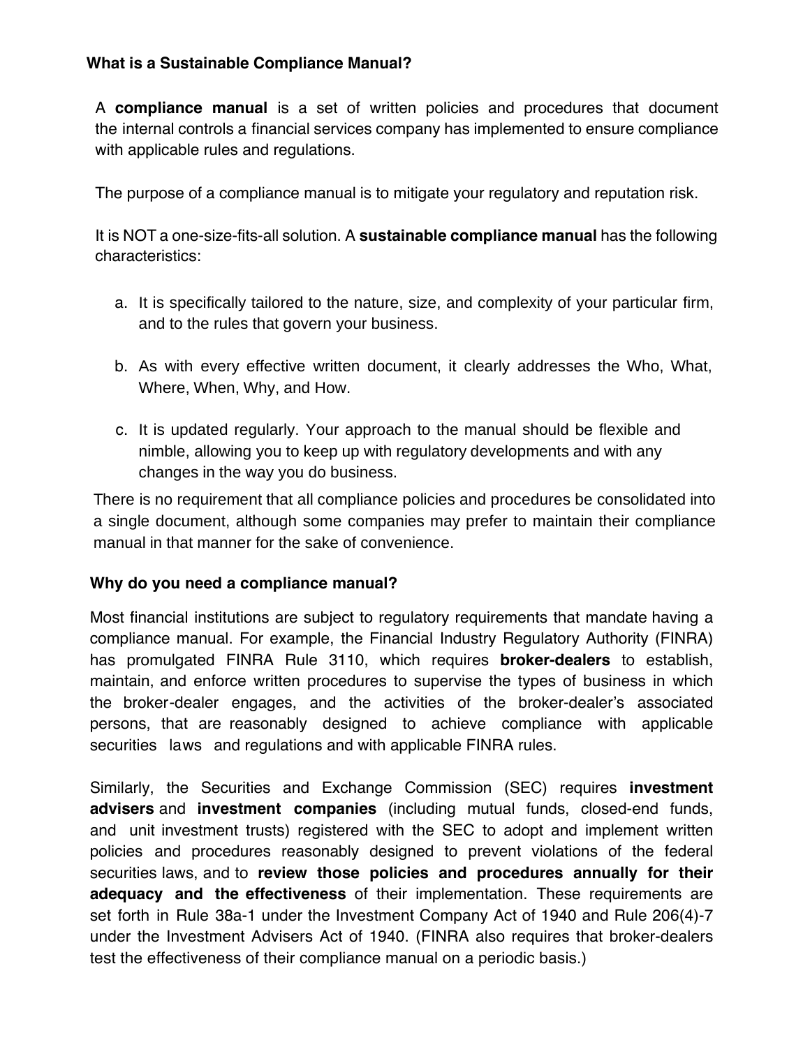### What is a Sustainable Compliance Manual?

A **compliance manual** is a set of written policies and procedures that document the internal controls a financial services company has implemented to ensure compliance with applicable rules and regulations.

The purpose of a compliance manual is to mitigate your regulatory and reputation risk.

It is NOT a one-size-fits-all solution. A **sustainable compliance manual** has the following characteristics:

a. It is specifically tailored to the nature, size, and complexity of your particular firm, and to the rules that govern your business.

b. As with every effective written document, it clearly addresses the Who, What, Where, When, Why, and How.

c. It is updated regularly. Your approach to the manual should be flexible and nimble, allowing you to keep up with regulatory developments and with any changes in the way you do business.

There is no requirement that all compliance policies and procedures be consolidated into a single document, although some companies may prefer to maintain their compliance manual in that manner for the sake of convenience.

### Why do you need a compliance manual?

Most financial institutions are subject to regulatory requirements that mandate having a compliance manual. For example, the Financial Industry Regulatory Authority (FINRA) has promulgated FINRA Rule 3110, which requires **broker-dealers** to establish, maintain, and enforce written procedures to supervise the types of business in which the broker-dealer engages, and the activities of the broker-dealer's associated persons, that are reasonably designed to achieve compliance with applicable securities laws and regulations and with applicable FINRA rules.

Similarly, the Securities and Exchange Commission (SEC) requires **investment advisers** and **investment companies** (including mutual funds, closed-end funds, and unit investment trusts) registered with the SEC to adopt and implement written policies and procedures reasonably designed to prevent violations of the federal securities laws, and to **review those policies and procedures annually for their adequacy and the effectiveness** of their implementation. These requirements are set forth in Rule 38a-1 under the Investment Company Act of 1940 and Rule 206(4)-7 under the Investment Advisers Act of 1940. (FINRA also requires that broker-dealers test the effectiveness of their compliance manual on a periodic basis.)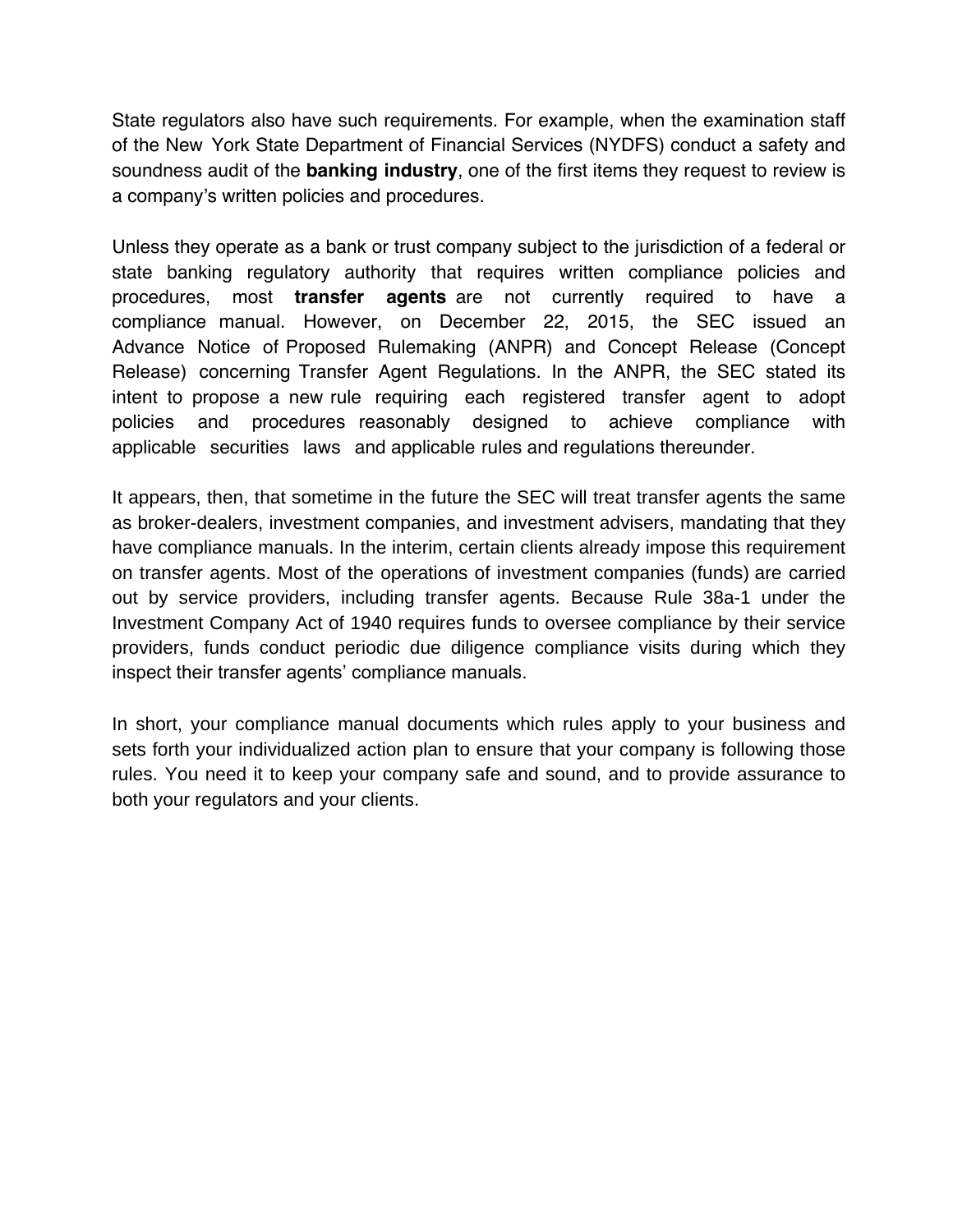State regulators also have such requirements. For example, when the examination staff of the New York State Department of Financial Services (NYDFS) conduct a safety and soundness audit of the **banking industry**, one of the first items they request to review is a company's written policies and procedures.

Unless they operate as a bank or trust company subject to the jurisdiction of a federal or state banking regulatory authority that requires written compliance policies and procedures, most **transfer agents** are not currently required to have a compliance manual. However, on December 22, 2015, the SEC issued an Advance Notice of Proposed Rulemaking (ANPR) and Concept Release (Concept Release) concerning Transfer Agent Regulations. In the ANPR, the SEC stated its intent to propose a new rule requiring each registered transfer agent to adopt policies and procedures reasonably designed to achieve compliance with applicable securities laws and applicable rules and regulations thereunder.

It appears, then, that sometime in the future the SEC will treat transfer agents the same as broker-dealers, investment companies, and investment advisers, mandating that they have compliance manuals. In the interim, certain clients already impose this requirement on transfer agents. Most of the operations of investment companies (funds) are carried out by service providers, including transfer agents. Because Rule 38a-1 under the Investment Company Act of 1940 requires funds to oversee compliance by their service providers, funds conduct periodic due diligence compliance visits during which they inspect their transfer agents' compliance manuals.

In short, your compliance manual documents which rules apply to your business and sets forth your individualized action plan to ensure that your company is following those rules. You need it to keep your company safe and sound, and to provide assurance to both your regulators and your clients.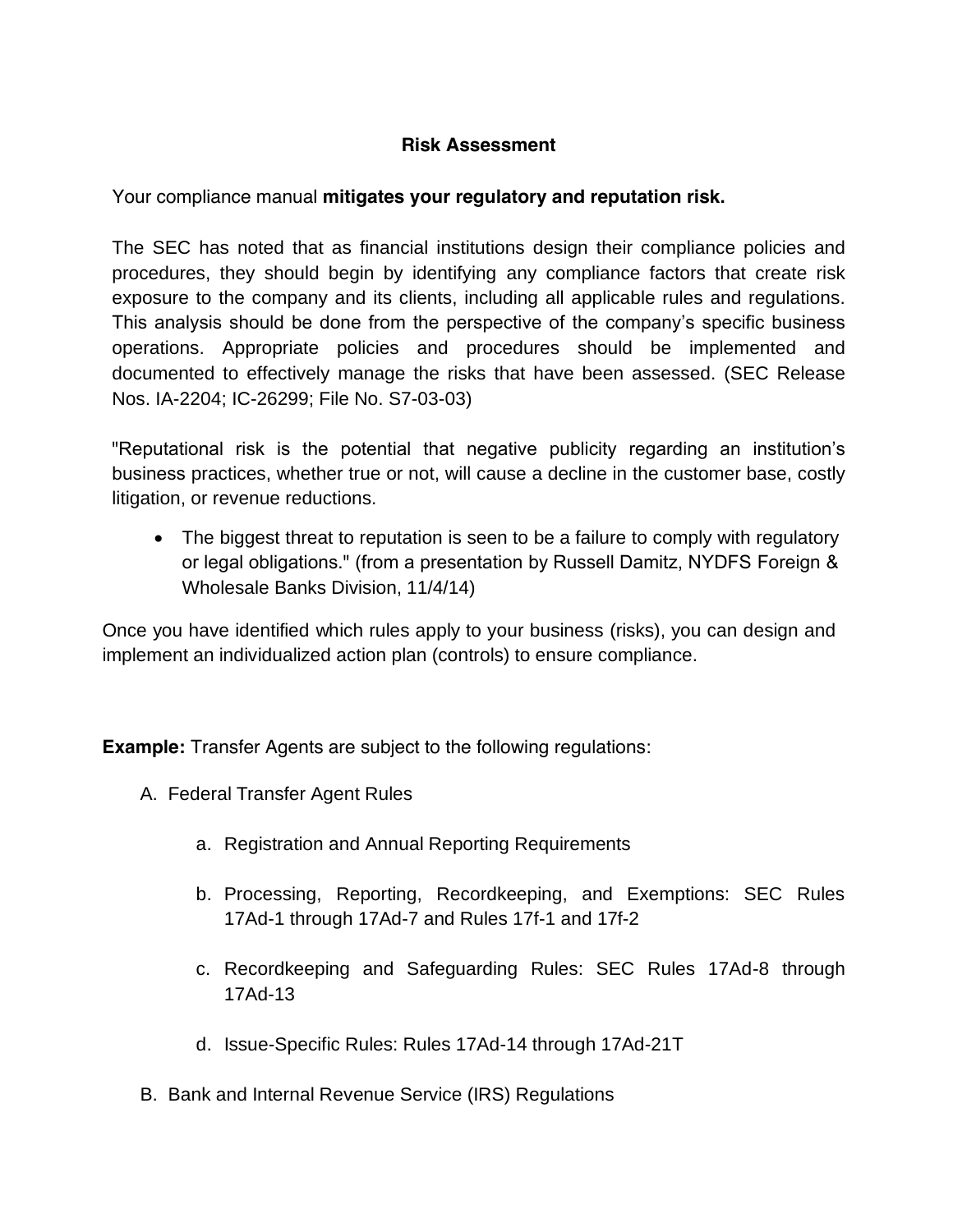## Risk Assessment

Your compliance manual **mitigates your regulatory and reputation risk.**

The SEC has noted that as financial institutions design their compliance policies and procedures, they should begin by identifying any compliance factors that create risk exposure to the company and its clients, including all applicable rules and regulations. This analysis should be done from the perspective of the company's specific business operations. Appropriate policies and procedures should be implemented and documented to effectively manage the risks that have been assessed. (SEC Release Nos. IA-2204; IC-26299; File No. S7-03-03)

"Reputational risk is the potential that negative publicity regarding an institution's business practices, whether true or not, will cause a decline in the customer base, costly litigation, or revenue reductions.

- The biggest threat to reputation is seen to be a failure to comply with regulatory or legal obligations." (from a presentation by Russell Damitz, NYDFS Foreign & Wholesale Banks Division, 11/4/14)

Once you have identified which rules apply to your business (risks), you can design and implement an individualized action plan (controls) to ensure compliance.

**Example:** Transfer Agents are subject to the following regulations:

A. Federal Transfer Agent Rules

   a. Registration and Annual Reporting Requirements

   b. Processing, Reporting, Recordkeeping, and Exemptions: SEC Rules 17Ad-1 through 17Ad-7 and Rules 17f-1 and 17f-2

   c. Recordkeeping and Safeguarding Rules: SEC Rules 17Ad-8 through 17Ad-13

   d. Issue-Specific Rules: Rules 17Ad-14 through 17Ad-21T

B. Bank and Internal Revenue Service (IRS) Regulations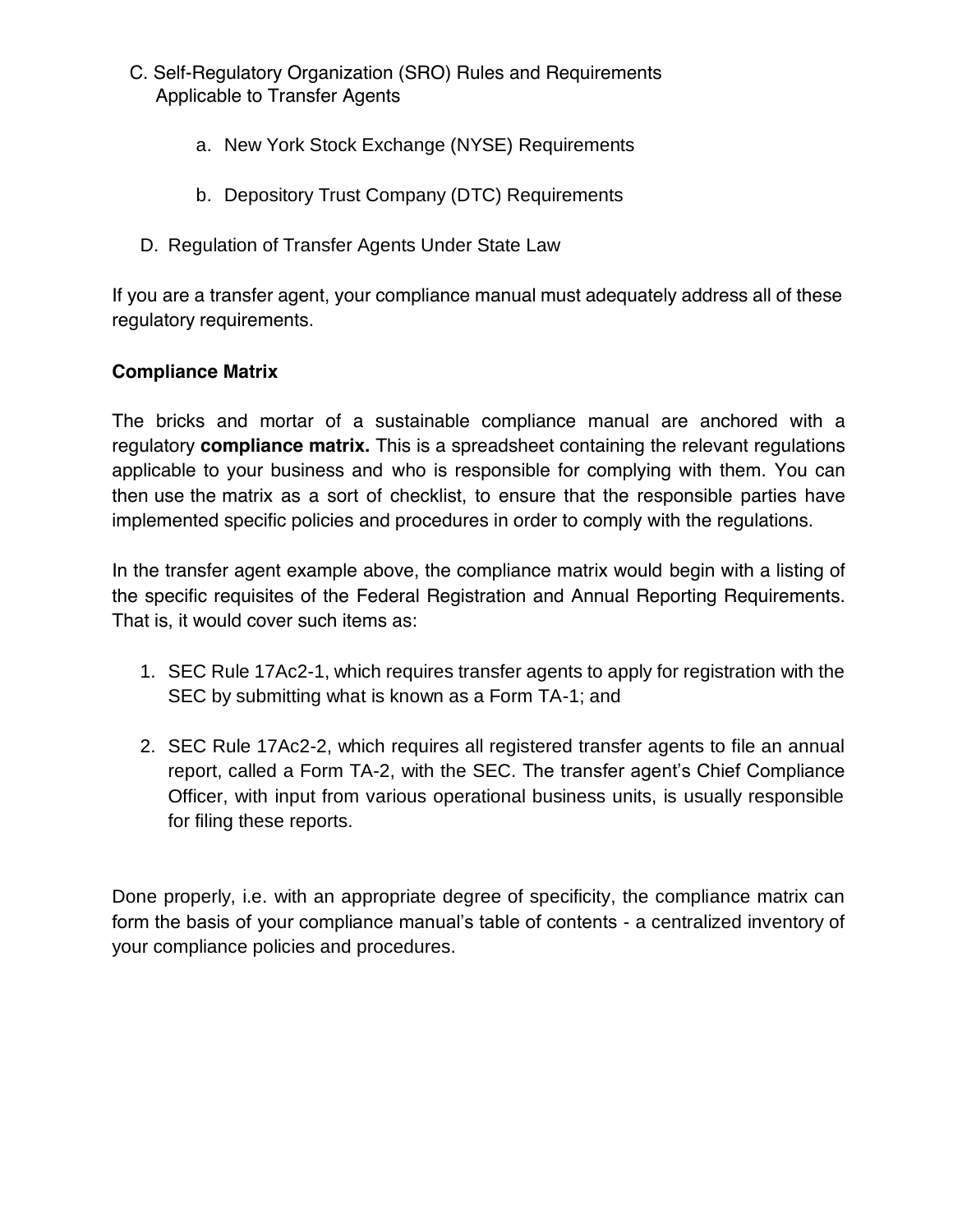C. Self-Regulatory Organization (SRO) Rules and Requirements Applicable to Transfer Agents

   a. New York Stock Exchange (NYSE) Requirements

   b. Depository Trust Company (DTC) Requirements

D. Regulation of Transfer Agents Under State Law

If you are a transfer agent, your compliance manual must adequately address all of these regulatory requirements.

**Compliance Matrix**

The bricks and mortar of a sustainable compliance manual are anchored with a regulatory **compliance matrix.** This is a spreadsheet containing the relevant regulations applicable to your business and who is responsible for complying with them. You can then use the matrix as a sort of checklist, to ensure that the responsible parties have implemented specific policies and procedures in order to comply with the regulations.

In the transfer agent example above, the compliance matrix would begin with a listing of the specific requisites of the Federal Registration and Annual Reporting Requirements. That is, it would cover such items as:

1. SEC Rule 17Ac2-1, which requires transfer agents to apply for registration with the SEC by submitting what is known as a Form TA-1; and

2. SEC Rule 17Ac2-2, which requires all registered transfer agents to file an annual report, called a Form TA-2, with the SEC. The transfer agent's Chief Compliance Officer, with input from various operational business units, is usually responsible for filing these reports.

Done properly, i.e. with an appropriate degree of specificity, the compliance matrix can form the basis of your compliance manual's table of contents - a centralized inventory of your compliance policies and procedures.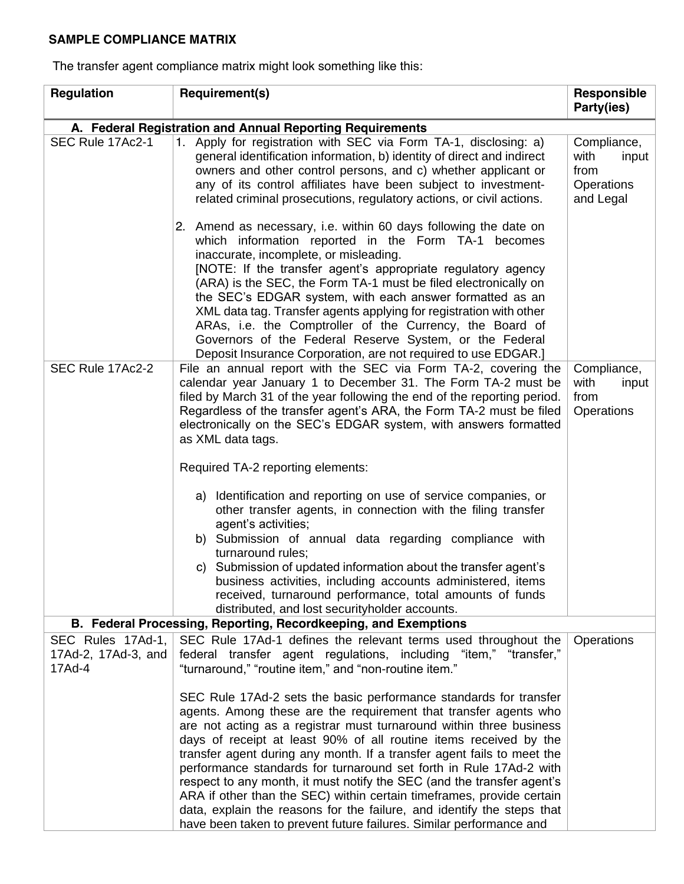**SAMPLE COMPLIANCE MATRIX**

The transfer agent compliance matrix might look something like this:

| Regulation | Requirement(s) | Responsible Party(ies) |
|---|---|---|
| **A. Federal Registration and Annual Reporting Requirements** | | |
| SEC Rule 17Ac2-1 | 1. Apply for registration with SEC via Form TA-1, disclosing: a) general identification information, b) identity of direct and indirect owners and other control persons, and c) whether applicant or any of its control affiliates have been subject to investment-related criminal prosecutions, regulatory actions, or civil actions.<br><br>2. Amend as necessary, i.e. within 60 days following the date on which information reported in the Form TA-1 becomes inaccurate, incomplete, or misleading.<br>[NOTE: If the transfer agent's appropriate regulatory agency (ARA) is the SEC, the Form TA-1 must be filed electronically on the SEC's EDGAR system, with each answer formatted as an XML data tag. Transfer agents applying for registration with other ARAs, i.e. the Comptroller of the Currency, the Board of Governors of the Federal Reserve System, or the Federal Deposit Insurance Corporation, are not required to use EDGAR.] | Compliance, with input from Operations and Legal |
| SEC Rule 17Ac2-2 | File an annual report with the SEC via Form TA-2, covering the calendar year January 1 to December 31. The Form TA-2 must be filed by March 31 of the year following the end of the reporting period. Regardless of the transfer agent's ARA, the Form TA-2 must be filed electronically on the SEC's EDGAR system, with answers formatted as XML data tags.<br><br>Required TA-2 reporting elements:<br><br>a) Identification and reporting on use of service companies, or other transfer agents, in connection with the filing transfer agent's activities;<br>b) Submission of annual data regarding compliance with turnaround rules;<br>c) Submission of updated information about the transfer agent's business activities, including accounts administered, items received, turnaround performance, total amounts of funds distributed, and lost securityholder accounts. | Compliance, with input from Operations |
| **B. Federal Processing, Reporting, Recordkeeping, and Exemptions** | | |
| SEC Rules 17Ad-1, 17Ad-2, 17Ad-3, and 17Ad-4 | SEC Rule 17Ad-1 defines the relevant terms used throughout the federal transfer agent regulations, including "item," "transfer," "turnaround," "routine item," and "non-routine item."<br><br>SEC Rule 17Ad-2 sets the basic performance standards for transfer agents. Among these are the requirement that transfer agents who are not acting as a registrar must turnaround within three business days of receipt at least 90% of all routine items received by the transfer agent during any month. If a transfer agent fails to meet the performance standards for turnaround set forth in Rule 17Ad-2 with respect to any month, it must notify the SEC (and the transfer agent's ARA if other than the SEC) within certain timeframes, provide certain data, explain the reasons for the failure, and identify the steps that have been taken to prevent future failures. Similar performance and | Operations |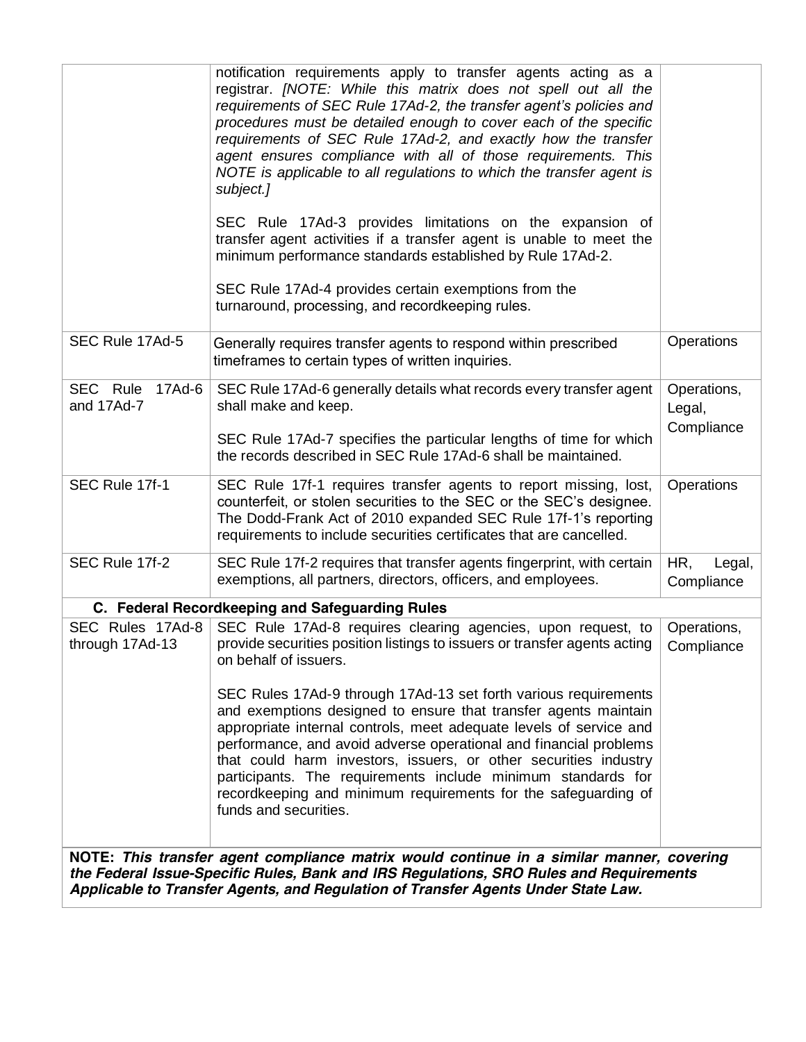| | | |
|---|---|---|
| | notification requirements apply to transfer agents acting as a registrar. *[NOTE: While this matrix does not spell out all the requirements of SEC Rule 17Ad-2, the transfer agent's policies and procedures must be detailed enough to cover each of the specific requirements of SEC Rule 17Ad-2, and exactly how the transfer agent ensures compliance with all of those requirements. This NOTE is applicable to all regulations to which the transfer agent is subject.]*<br><br>SEC Rule 17Ad-3 provides limitations on the expansion of transfer agent activities if a transfer agent is unable to meet the minimum performance standards established by Rule 17Ad-2.<br><br>SEC Rule 17Ad-4 provides certain exemptions from the turnaround, processing, and recordkeeping rules. | |
| SEC Rule 17Ad-5 | Generally requires transfer agents to respond within prescribed timeframes to certain types of written inquiries. | Operations |
| SEC Rule 17Ad-6 and 17Ad-7 | SEC Rule 17Ad-6 generally details what records every transfer agent shall make and keep.<br><br>SEC Rule 17Ad-7 specifies the particular lengths of time for which the records described in SEC Rule 17Ad-6 shall be maintained. | Operations, Legal, Compliance |
| SEC Rule 17f-1 | SEC Rule 17f-1 requires transfer agents to report missing, lost, counterfeit, or stolen securities to the SEC or the SEC's designee. The Dodd-Frank Act of 2010 expanded SEC Rule 17f-1's reporting requirements to include securities certificates that are cancelled. | Operations |
| SEC Rule 17f-2 | SEC Rule 17f-2 requires that transfer agents fingerprint, with certain exemptions, all partners, directors, officers, and employees. | HR, Legal, Compliance |
| **C. Federal Recordkeeping and Safeguarding Rules** | | |
| SEC Rules 17Ad-8 through 17Ad-13 | SEC Rule 17Ad-8 requires clearing agencies, upon request, to provide securities position listings to issuers or transfer agents acting on behalf of issuers.<br><br>SEC Rules 17Ad-9 through 17Ad-13 set forth various requirements and exemptions designed to ensure that transfer agents maintain appropriate internal controls, meet adequate levels of service and performance, and avoid adverse operational and financial problems that could harm investors, issuers, or other securities industry participants. The requirements include minimum standards for recordkeeping and minimum requirements for the safeguarding of funds and securities. | Operations, Compliance |

**NOTE:** ***This transfer agent compliance matrix would continue in a similar manner, covering the Federal Issue-Specific Rules, Bank and IRS Regulations, SRO Rules and Requirements Applicable to Transfer Agents, and Regulation of Transfer Agents Under State Law.***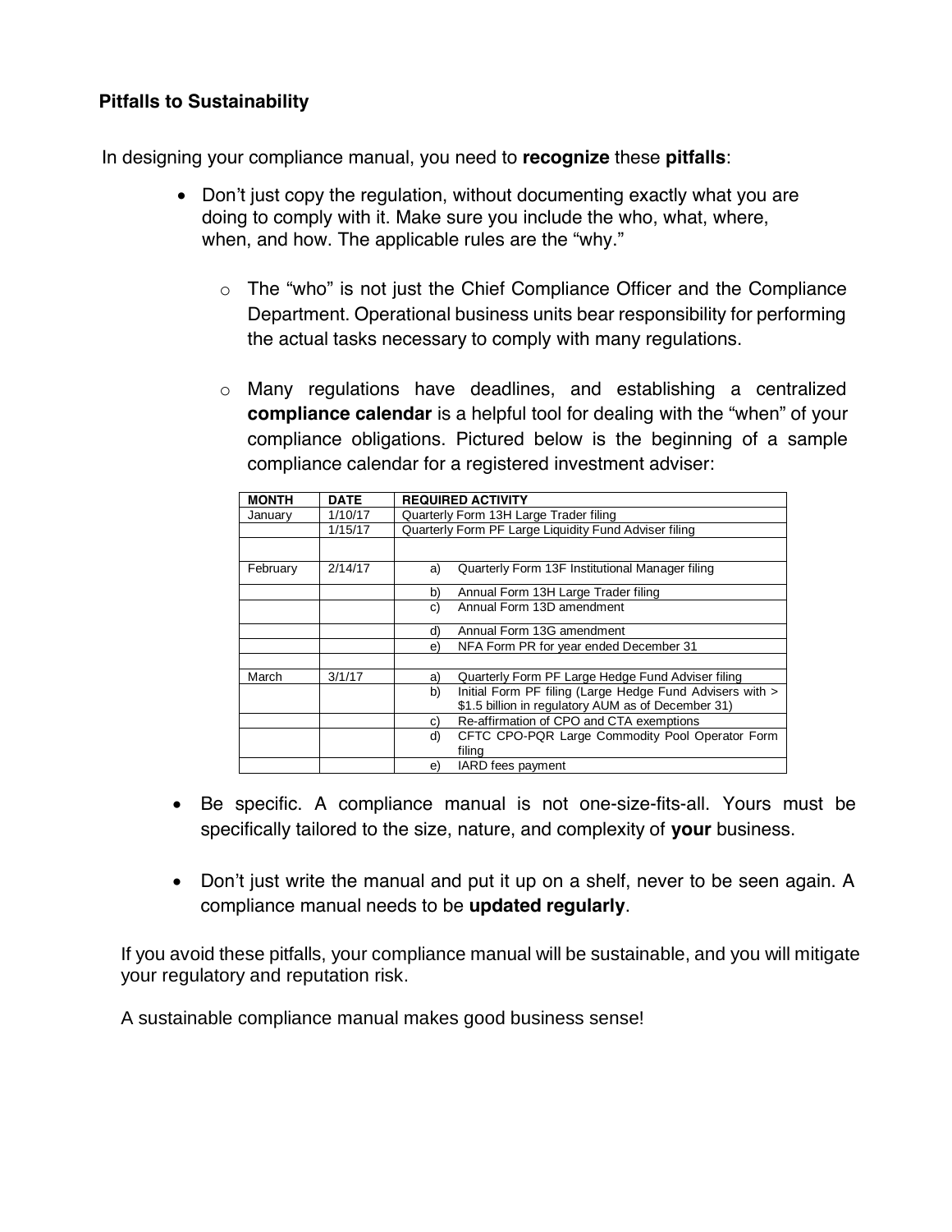### Pitfalls to Sustainability

In designing your compliance manual, you need to **recognize** these **pitfalls**:

- Don't just copy the regulation, without documenting exactly what you are doing to comply with it. Make sure you include the who, what, where, when, and how. The applicable rules are the "why."
  - The "who" is not just the Chief Compliance Officer and the Compliance Department. Operational business units bear responsibility for performing the actual tasks necessary to comply with many regulations.
  - Many regulations have deadlines, and establishing a centralized **compliance calendar** is a helpful tool for dealing with the "when" of your compliance obligations. Pictured below is the beginning of a sample compliance calendar for a registered investment adviser:

| MONTH | DATE | REQUIRED ACTIVITY |
|---|---|---|
| January | 1/10/17 | Quarterly Form 13H Large Trader filing |
| | 1/15/17 | Quarterly Form PF Large Liquidity Fund Adviser filing |
| | | |
| February | 2/14/17 | a) Quarterly Form 13F Institutional Manager filing |
| | | b) Annual Form 13H Large Trader filing |
| | | c) Annual Form 13D amendment |
| | | d) Annual Form 13G amendment |
| | | e) NFA Form PR for year ended December 31 |
| | | |
| March | 3/1/17 | a) Quarterly Form PF Large Hedge Fund Adviser filing |
| | | b) Initial Form PF filing (Large Hedge Fund Advisers with > $1.5 billion in regulatory AUM as of December 31) |
| | | c) Re-affirmation of CPO and CTA exemptions |
| | | d) CFTC CPO-PQR Large Commodity Pool Operator Form filing |
| | | e) IARD fees payment |

- Be specific. A compliance manual is not one-size-fits-all. Yours must be specifically tailored to the size, nature, and complexity of **your** business.

- Don't just write the manual and put it up on a shelf, never to be seen again. A compliance manual needs to be **updated regularly**.

If you avoid these pitfalls, your compliance manual will be sustainable, and you will mitigate your regulatory and reputation risk.

A sustainable compliance manual makes good business sense!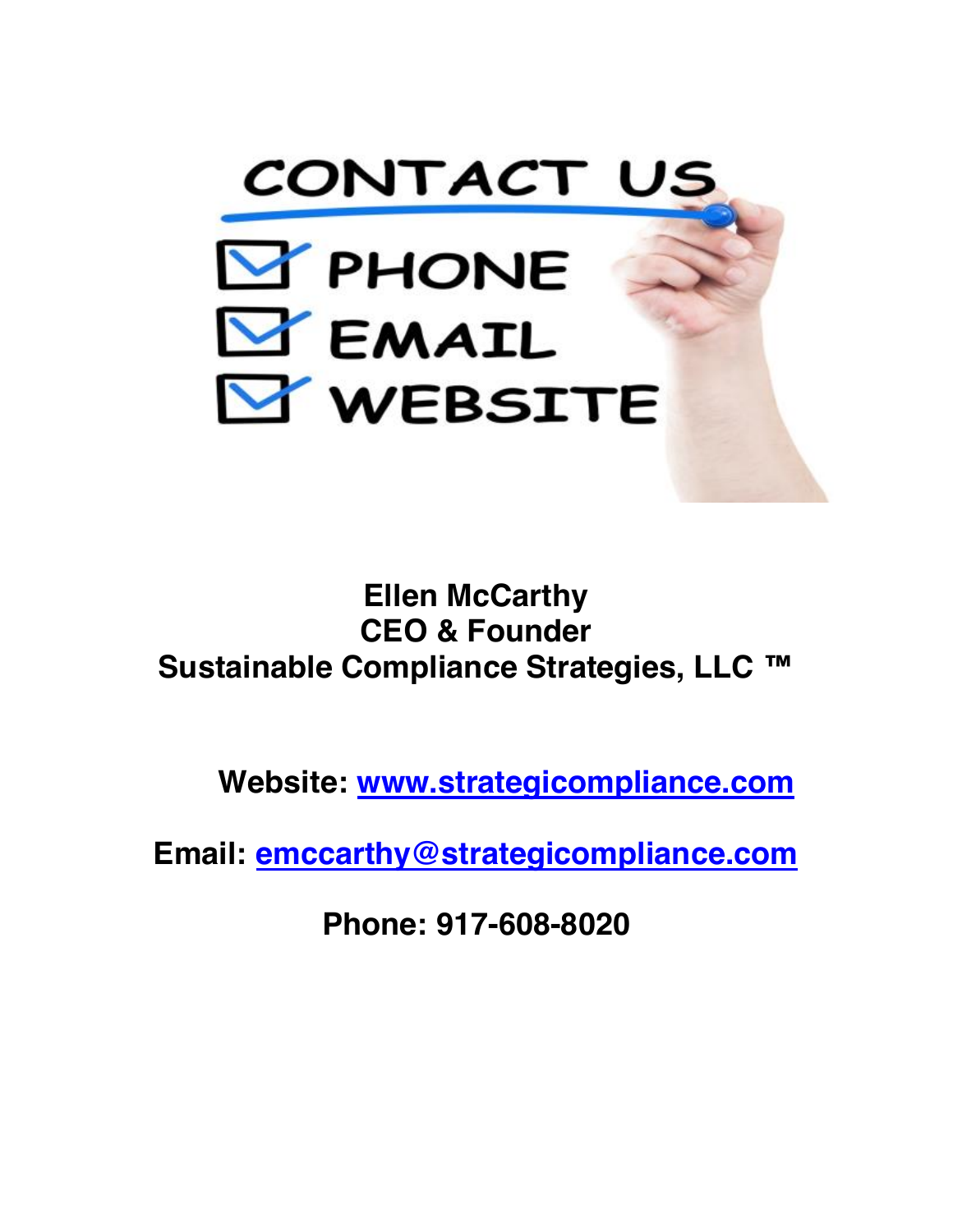CONTACT US

- PHONE
- EMAIL
- WEBSITE

**Ellen McCarthy**
**CEO & Founder**
**Sustainable Compliance Strategies, LLC ™**

**Website: [www.strategicompliance.com](http://www.strategicompliance.com)**

**Email: [emccarthy@strategicompliance.com](mailto:emccarthy@strategicompliance.com)**

**Phone: 917-608-8020**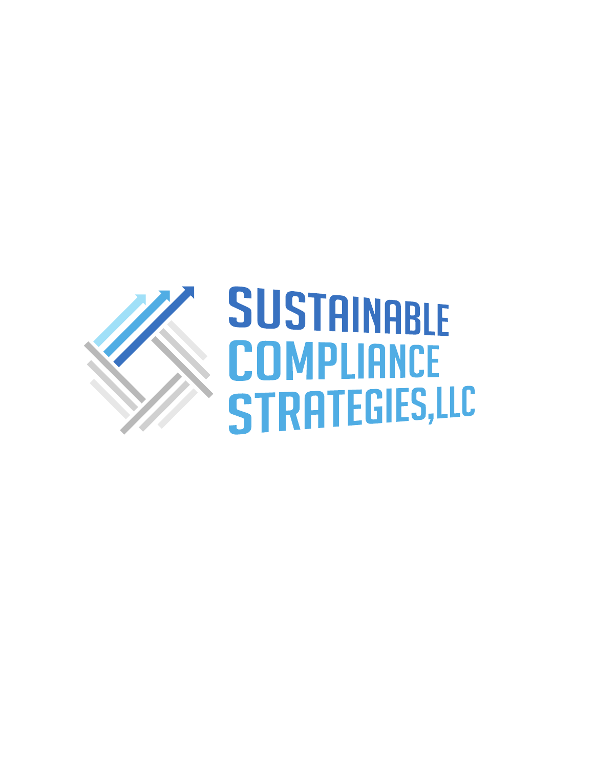SUSTAINABLE
COMPLIANCE
STRATEGIES,LLC